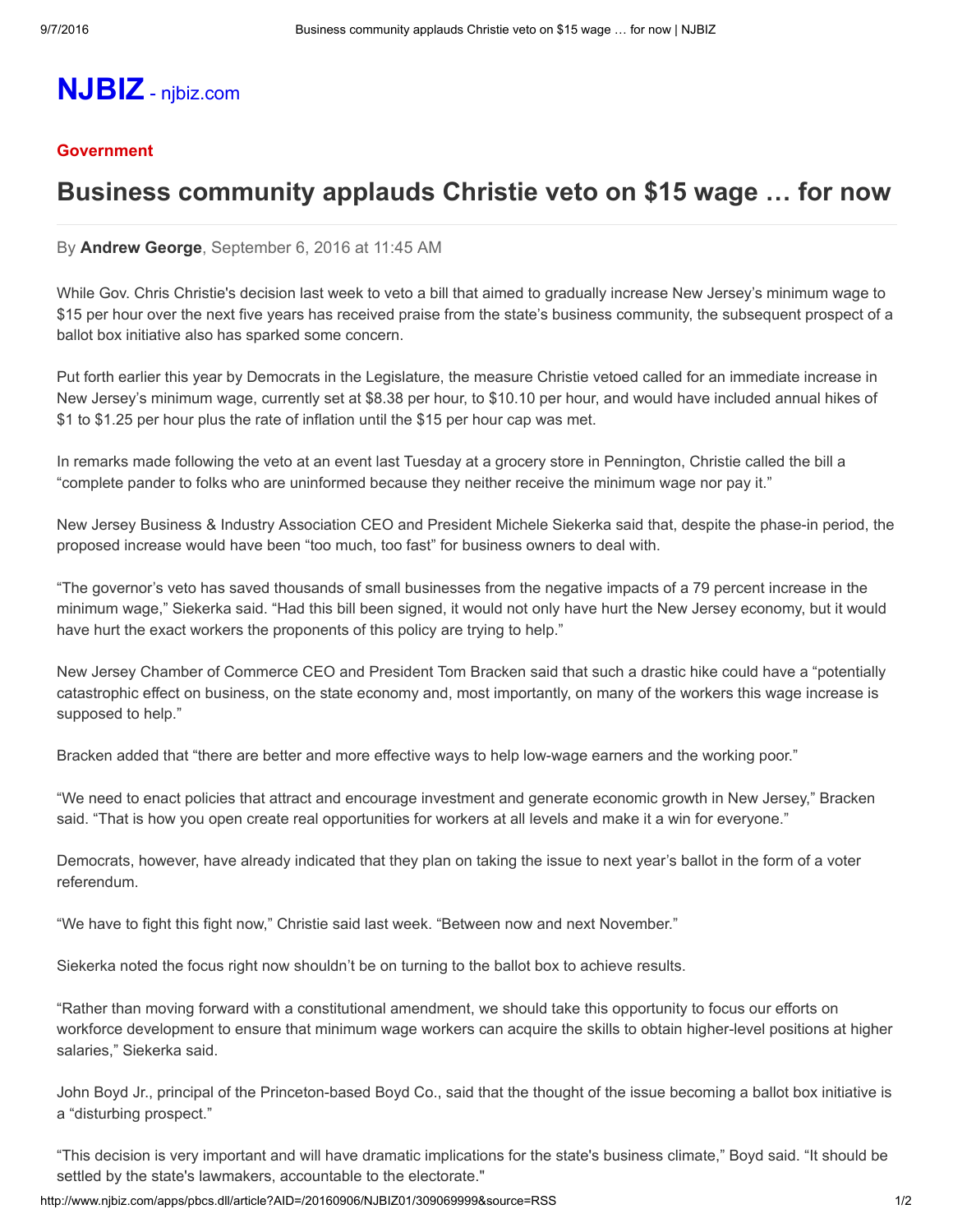NJBIZ - njbiz.com

**Government**

# Business community applauds Christie veto on $15 wage … for now

By **Andrew George**, September 6, 2016 at 11:45 AM

While Gov. Chris Christie's decision last week to veto a bill that aimed to gradually increase New Jersey's minimum wage to $15 per hour over the next five years has received praise from the state's business community, the subsequent prospect of a ballot box initiative also has sparked some concern.

Put forth earlier this year by Democrats in the Legislature, the measure Christie vetoed called for an immediate increase in New Jersey's minimum wage, currently set at $8.38 per hour, to $10.10 per hour, and would have included annual hikes of $1 to $1.25 per hour plus the rate of inflation until the $15 per hour cap was met.

In remarks made following the veto at an event last Tuesday at a grocery store in Pennington, Christie called the bill a "complete pander to folks who are uninformed because they neither receive the minimum wage nor pay it."

New Jersey Business & Industry Association CEO and President Michele Siekerka said that, despite the phase-in period, the proposed increase would have been "too much, too fast" for business owners to deal with.

"The governor's veto has saved thousands of small businesses from the negative impacts of a 79 percent increase in the minimum wage," Siekerka said. "Had this bill been signed, it would not only have hurt the New Jersey economy, but it would have hurt the exact workers the proponents of this policy are trying to help."

New Jersey Chamber of Commerce CEO and President Tom Bracken said that such a drastic hike could have a "potentially catastrophic effect on business, on the state economy and, most importantly, on many of the workers this wage increase is supposed to help."

Bracken added that "there are better and more effective ways to help low-wage earners and the working poor."

"We need to enact policies that attract and encourage investment and generate economic growth in New Jersey," Bracken said. "That is how you open create real opportunities for workers at all levels and make it a win for everyone."

Democrats, however, have already indicated that they plan on taking the issue to next year's ballot in the form of a voter referendum.

"We have to fight this fight now," Christie said last week. "Between now and next November."

Siekerka noted the focus right now shouldn't be on turning to the ballot box to achieve results.

"Rather than moving forward with a constitutional amendment, we should take this opportunity to focus our efforts on workforce development to ensure that minimum wage workers can acquire the skills to obtain higher-level positions at higher salaries," Siekerka said.

John Boyd Jr., principal of the Princeton-based Boyd Co., said that the thought of the issue becoming a ballot box initiative is a "disturbing prospect."

"This decision is very important and will have dramatic implications for the state's business climate," Boyd said. "It should be settled by the state's lawmakers, accountable to the electorate."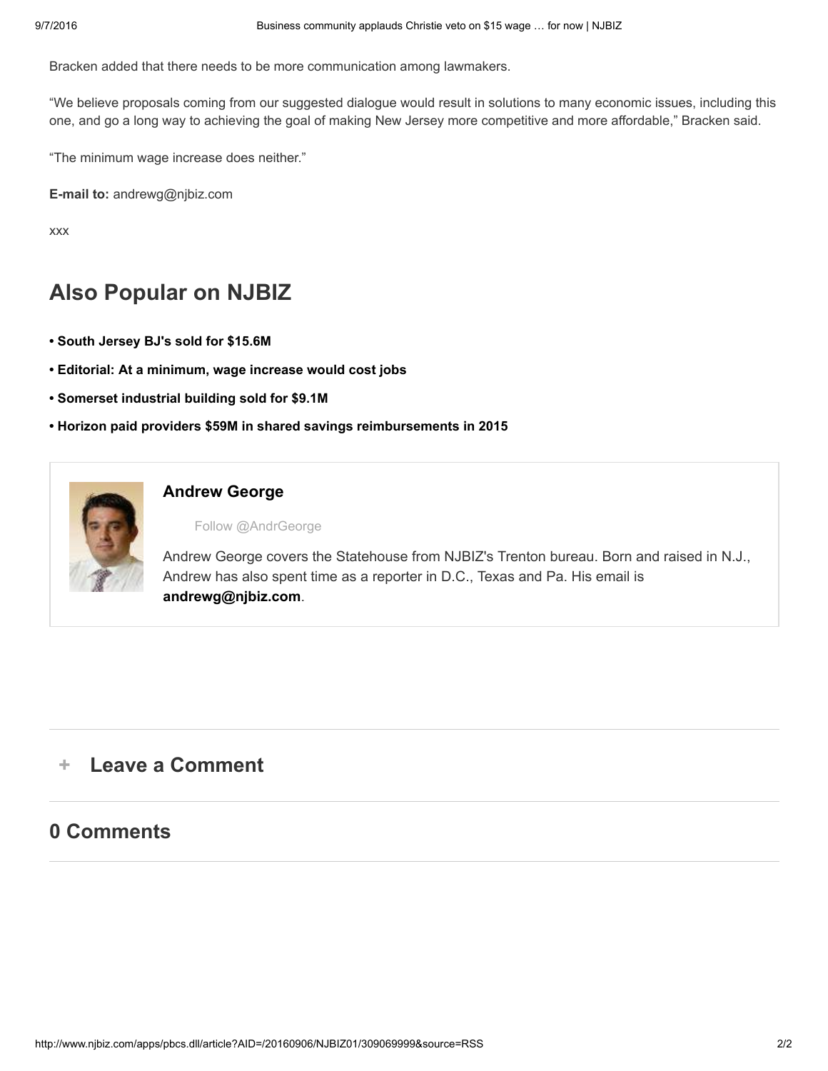Bracken added that there needs to be more communication among lawmakers.

“We believe proposals coming from our suggested dialogue would result in solutions to many economic issues, including this one, and go a long way to achieving the goal of making New Jersey more competitive and more affordable,” Bracken said.

“The minimum wage increase does neither.”

**E-mail to:** andrewg@njbiz.com

xxx

## Also Popular on NJBIZ

- **South Jersey BJ's sold for $15.6M**
- **Editorial: At a minimum, wage increase would cost jobs**
- **Somerset industrial building sold for $9.1M**
- **Horizon paid providers $59M in shared savings reimbursements in 2015**

### Andrew George

Follow @AndrGeorge

Andrew George covers the Statehouse from NJBIZ's Trenton bureau. Born and raised in N.J., Andrew has also spent time as a reporter in D.C., Texas and Pa. His email is **andrewg@njbiz.com**.

## + Leave a Comment

## 0 Comments